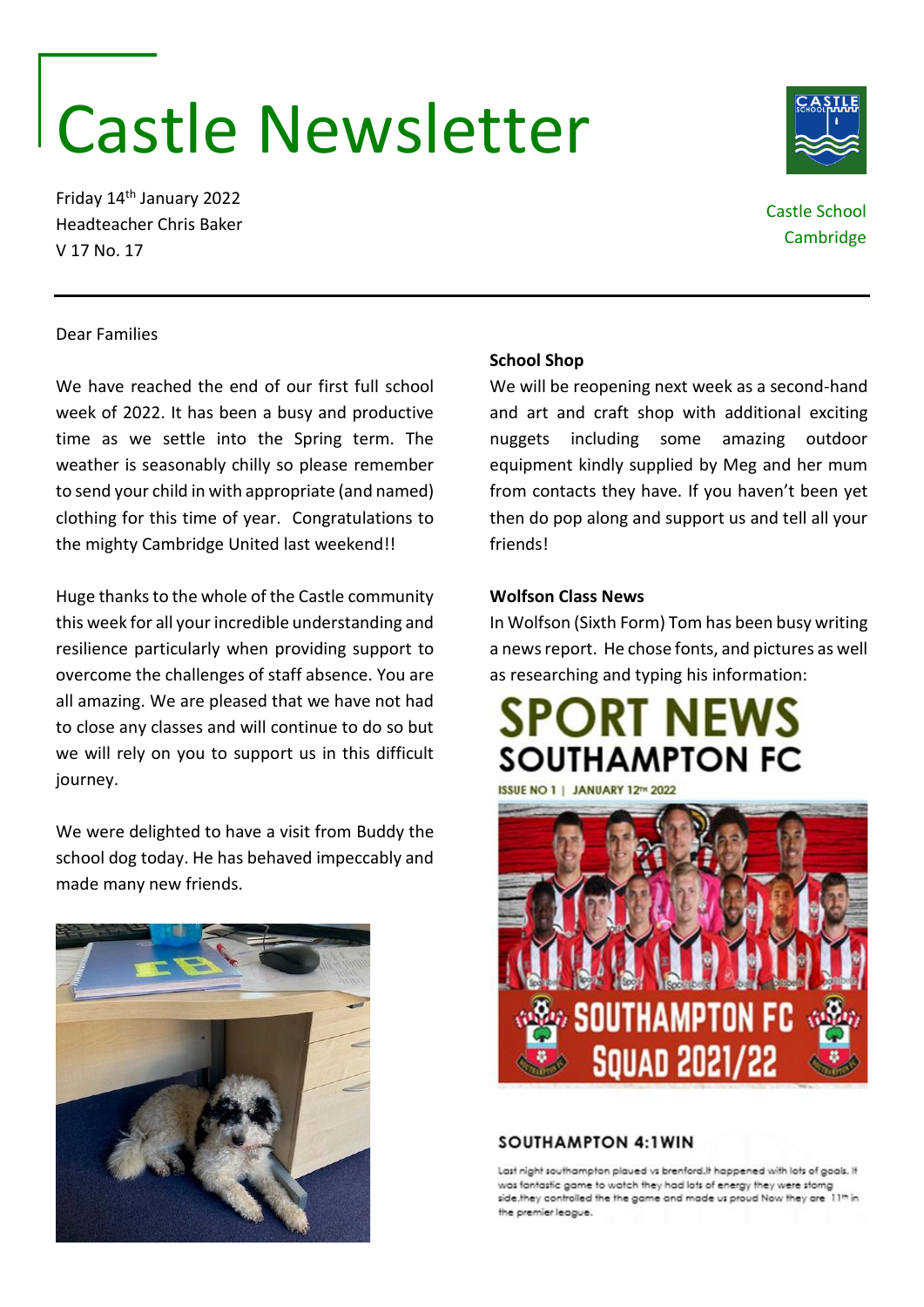# Castle Newsletter

Friday 14th January 2022
Headteacher Chris Baker
V 17 No. 17

Castle School
Cambridge

Dear Families

We have reached the end of our first full school week of 2022. It has been a busy and productive time as we settle into the Spring term. The weather is seasonably chilly so please remember to send your child in with appropriate (and named) clothing for this time of year. Congratulations to the mighty Cambridge United last weekend!!

Huge thanks to the whole of the Castle community this week for all your incredible understanding and resilience particularly when providing support to overcome the challenges of staff absence. You are all amazing. We are pleased that we have not had to close any classes and will continue to do so but we will rely on you to support us in this difficult journey.

We were delighted to have a visit from Buddy the school dog today. He has behaved impeccably and made many new friends.

**School Shop**

We will be reopening next week as a second-hand and art and craft shop with additional exciting nuggets including some amazing outdoor equipment kindly supplied by Meg and her mum from contacts they have. If you haven't been yet then do pop along and support us and tell all your friends!

**Wolfson Class News**

In Wolfson (Sixth Form) Tom has been busy writing a news report. He chose fonts, and pictures as well as researching and typing his information:

SPORT NEWS
SOUTHAMPTON FC

ISSUE NO 1 | JANUARY 12TH 2022

SOUTHAMPTON FC SQUAD 2021/22

SOUTHAMPTON 4:1WIN

Last night southampton plaued vs brenford.It happened with lots of goals. It was fantastic game to watch they had lots of energy they were stomg side.they controlled the the game and made us proud Now they are 11th in the premier league.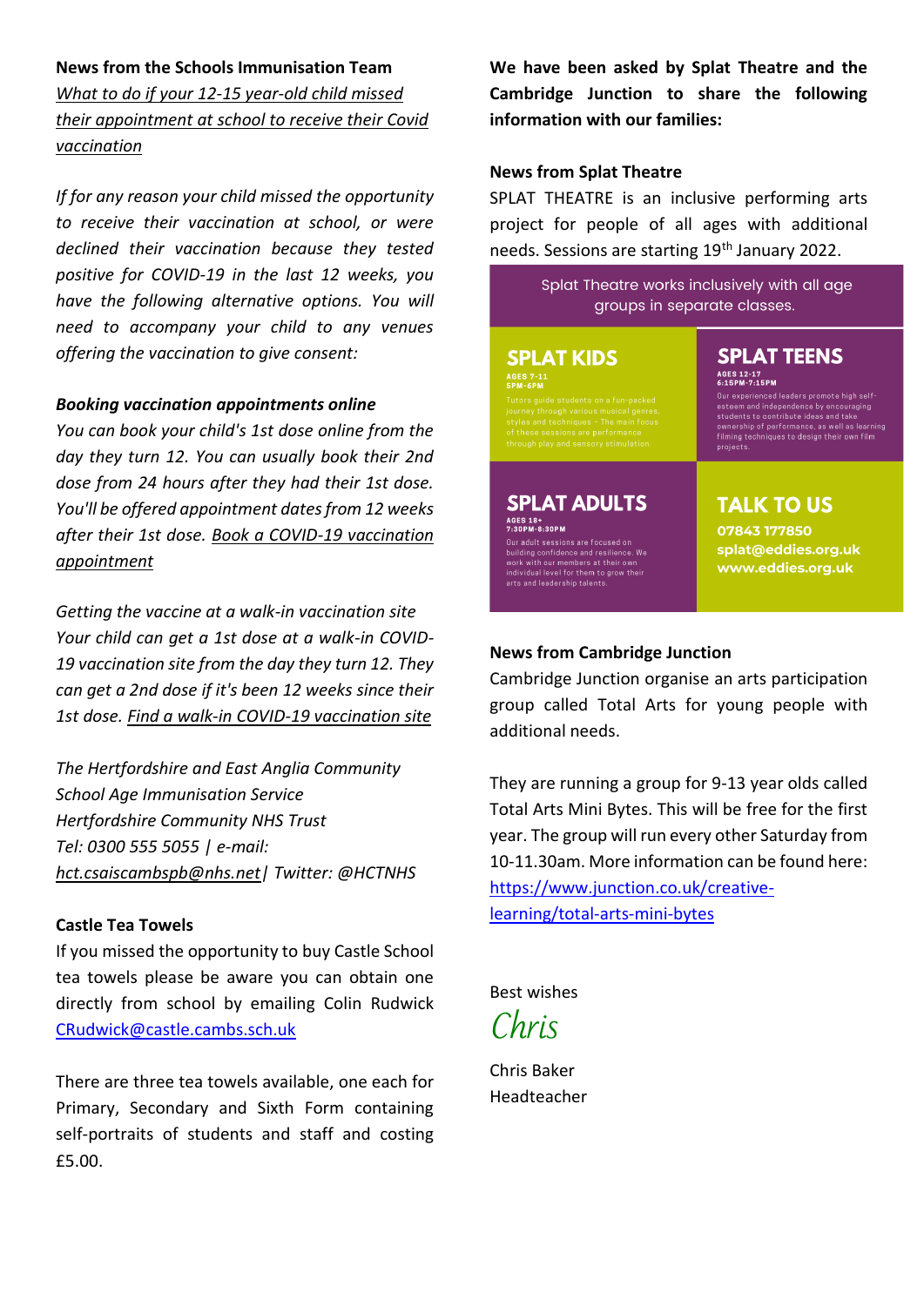**News from the Schools Immunisation Team**

*What to do if your 12-15 year-old child missed their appointment at school to receive their Covid vaccination*

*If for any reason your child missed the opportunity to receive their vaccination at school, or were declined their vaccination because they tested positive for COVID-19 in the last 12 weeks, you have the following alternative options. You will need to accompany your child to any venues offering the vaccination to give consent:*

***Booking vaccination appointments online***

*You can book your child's 1st dose online from the day they turn 12. You can usually book their 2nd dose from 24 hours after they had their 1st dose. You'll be offered appointment dates from 12 weeks after their 1st dose. Book a COVID-19 vaccination appointment*

*Getting the vaccine at a walk-in vaccination site*

*Your child can get a 1st dose at a walk-in COVID-19 vaccination site from the day they turn 12. They can get a 2nd dose if it's been 12 weeks since their 1st dose. Find a walk-in COVID-19 vaccination site*

*The Hertfordshire and East Anglia Community School Age Immunisation Service*
*Hertfordshire Community NHS Trust*
*Tel: 0300 555 5055 | e-mail: hct.csaiscambspb@nhs.net| Twitter: @HCTNHS*

**Castle Tea Towels**

If you missed the opportunity to buy Castle School tea towels please be aware you can obtain one directly from school by emailing Colin Rudwick CRudwick@castle.cambs.sch.uk

There are three tea towels available, one each for Primary, Secondary and Sixth Form containing self-portraits of students and staff and costing £5.00.

**We have been asked by Splat Theatre and the Cambridge Junction to share the following information with our families:**

**News from Splat Theatre**

SPLAT THEATRE is an inclusive performing arts project for people of all ages with additional needs. Sessions are starting 19th January 2022.

Splat Theatre works inclusively with all age groups in separate classes.

**SPLAT KIDS**
AGES 7-11
5PM-6PM
Tutors guide students on a fun-packed journey through various musical genres, styles and techniques – The main focus of these sessions are performance through play and sensory stimulation.

**SPLAT TEENS**
AGES 12-17
6:15PM-7:15PM
Our experienced leaders promote high self-esteem and independence by encouraging students to contribute ideas and take ownership of performance, as well as learning filming techniques to design their own film projects.

**SPLAT ADULTS**
AGES 18+
7:30PM-8:30PM
Our adult sessions are focused on building confidence and resilience. We work with our members at their own individual level for them to grow their arts and leadership talents.

**TALK TO US**
07843 177850
splat@eddies.org.uk
www.eddies.org.uk

**News from Cambridge Junction**

Cambridge Junction organise an arts participation group called Total Arts for young people with additional needs.

They are running a group for 9-13 year olds called Total Arts Mini Bytes. This will be free for the first year. The group will run every other Saturday from 10-11.30am. More information can be found here: https://www.junction.co.uk/creative-learning/total-arts-mini-bytes

Best wishes

*Chris*

Chris Baker
Headteacher